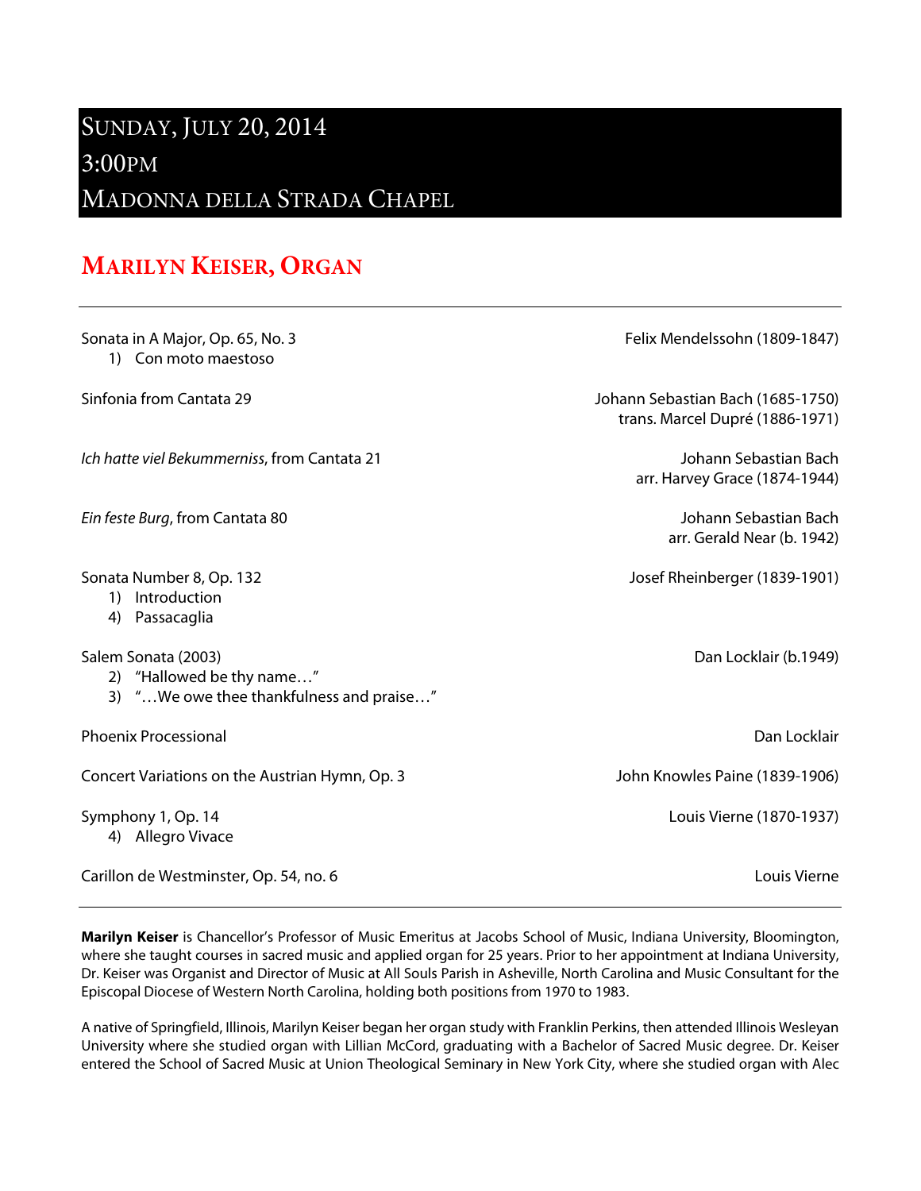# Sunday, July 20, 2014
# 3:00PM
# Madonna della Strada Chapel

## Marilyn Keiser, Organ

---

Sonata in A Major, Op. 65, No. 3 — Felix Mendelssohn (1809-1847)
1) Con moto maestoso

Sinfonia from Cantata 29 — Johann Sebastian Bach (1685-1750)
trans. Marcel Dupré (1886-1971)

*Ich hatte viel Bekummerniss*, from Cantata 21 — Johann Sebastian Bach
arr. Harvey Grace (1874-1944)

*Ein feste Burg*, from Cantata 80 — Johann Sebastian Bach
arr. Gerald Near (b. 1942)

Sonata Number 8, Op. 132 — Josef Rheinberger (1839-1901)
1) Introduction
4) Passacaglia

Salem Sonata (2003) — Dan Locklair (b.1949)
2) "Hallowed be thy name…"
3) "…We owe thee thankfulness and praise…"

Phoenix Processional — Dan Locklair

Concert Variations on the Austrian Hymn, Op. 3 — John Knowles Paine (1839-1906)

Symphony 1, Op. 14 — Louis Vierne (1870-1937)
4) Allegro Vivace

Carillon de Westminster, Op. 54, no. 6 — Louis Vierne

---

**Marilyn Keiser** is Chancellor's Professor of Music Emeritus at Jacobs School of Music, Indiana University, Bloomington, where she taught courses in sacred music and applied organ for 25 years. Prior to her appointment at Indiana University, Dr. Keiser was Organist and Director of Music at All Souls Parish in Asheville, North Carolina and Music Consultant for the Episcopal Diocese of Western North Carolina, holding both positions from 1970 to 1983.

A native of Springfield, Illinois, Marilyn Keiser began her organ study with Franklin Perkins, then attended Illinois Wesleyan University where she studied organ with Lillian McCord, graduating with a Bachelor of Sacred Music degree. Dr. Keiser entered the School of Sacred Music at Union Theological Seminary in New York City, where she studied organ with Alec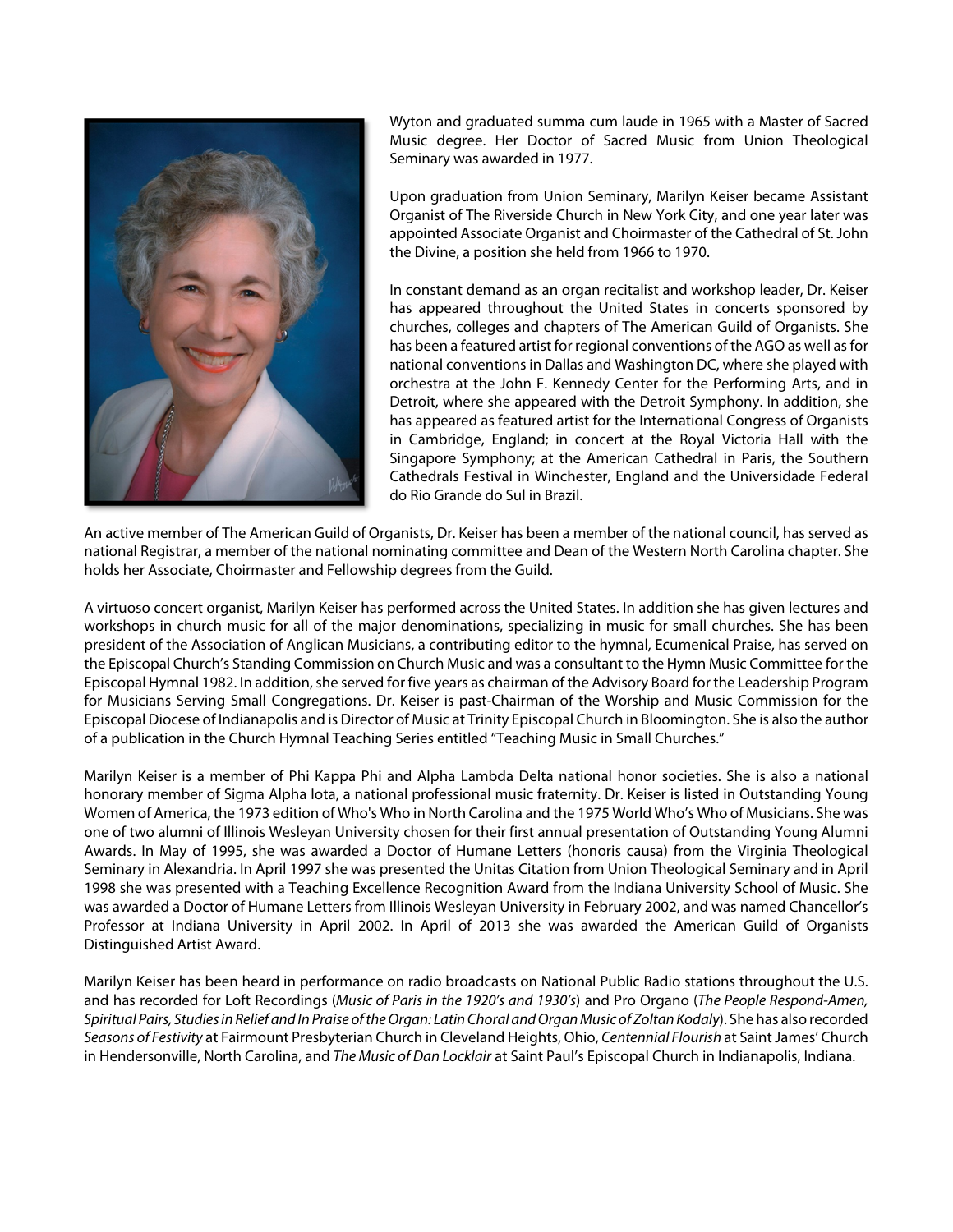Wyton and graduated summa cum laude in 1965 with a Master of Sacred Music degree. Her Doctor of Sacred Music from Union Theological Seminary was awarded in 1977.

Upon graduation from Union Seminary, Marilyn Keiser became Assistant Organist of The Riverside Church in New York City, and one year later was appointed Associate Organist and Choirmaster of the Cathedral of St. John the Divine, a position she held from 1966 to 1970.

In constant demand as an organ recitalist and workshop leader, Dr. Keiser has appeared throughout the United States in concerts sponsored by churches, colleges and chapters of The American Guild of Organists. She has been a featured artist for regional conventions of the AGO as well as for national conventions in Dallas and Washington DC, where she played with orchestra at the John F. Kennedy Center for the Performing Arts, and in Detroit, where she appeared with the Detroit Symphony. In addition, she has appeared as featured artist for the International Congress of Organists in Cambridge, England; in concert at the Royal Victoria Hall with the Singapore Symphony; at the American Cathedral in Paris, the Southern Cathedrals Festival in Winchester, England and the Universidade Federal do Rio Grande do Sul in Brazil.

An active member of The American Guild of Organists, Dr. Keiser has been a member of the national council, has served as national Registrar, a member of the national nominating committee and Dean of the Western North Carolina chapter. She holds her Associate, Choirmaster and Fellowship degrees from the Guild.

A virtuoso concert organist, Marilyn Keiser has performed across the United States. In addition she has given lectures and workshops in church music for all of the major denominations, specializing in music for small churches. She has been president of the Association of Anglican Musicians, a contributing editor to the hymnal, Ecumenical Praise, has served on the Episcopal Church's Standing Commission on Church Music and was a consultant to the Hymn Music Committee for the Episcopal Hymnal 1982. In addition, she served for five years as chairman of the Advisory Board for the Leadership Program for Musicians Serving Small Congregations. Dr. Keiser is past-Chairman of the Worship and Music Commission for the Episcopal Diocese of Indianapolis and is Director of Music at Trinity Episcopal Church in Bloomington. She is also the author of a publication in the Church Hymnal Teaching Series entitled "Teaching Music in Small Churches."

Marilyn Keiser is a member of Phi Kappa Phi and Alpha Lambda Delta national honor societies. She is also a national honorary member of Sigma Alpha Iota, a national professional music fraternity. Dr. Keiser is listed in Outstanding Young Women of America, the 1973 edition of Who's Who in North Carolina and the 1975 World Who's Who of Musicians. She was one of two alumni of Illinois Wesleyan University chosen for their first annual presentation of Outstanding Young Alumni Awards. In May of 1995, she was awarded a Doctor of Humane Letters (honoris causa) from the Virginia Theological Seminary in Alexandria. In April 1997 she was presented the Unitas Citation from Union Theological Seminary and in April 1998 she was presented with a Teaching Excellence Recognition Award from the Indiana University School of Music. She was awarded a Doctor of Humane Letters from Illinois Wesleyan University in February 2002, and was named Chancellor's Professor at Indiana University in April 2002. In April of 2013 she was awarded the American Guild of Organists Distinguished Artist Award.

Marilyn Keiser has been heard in performance on radio broadcasts on National Public Radio stations throughout the U.S. and has recorded for Loft Recordings (*Music of Paris in the 1920's and 1930's*) and Pro Organo (*The People Respond-Amen, Spiritual Pairs, Studies in Relief and In Praise of the Organ: Latin Choral and Organ Music of Zoltan Kodaly*). She has also recorded *Seasons of Festivity* at Fairmount Presbyterian Church in Cleveland Heights, Ohio, *Centennial Flourish* at Saint James' Church in Hendersonville, North Carolina, and *The Music of Dan Locklair* at Saint Paul's Episcopal Church in Indianapolis, Indiana.